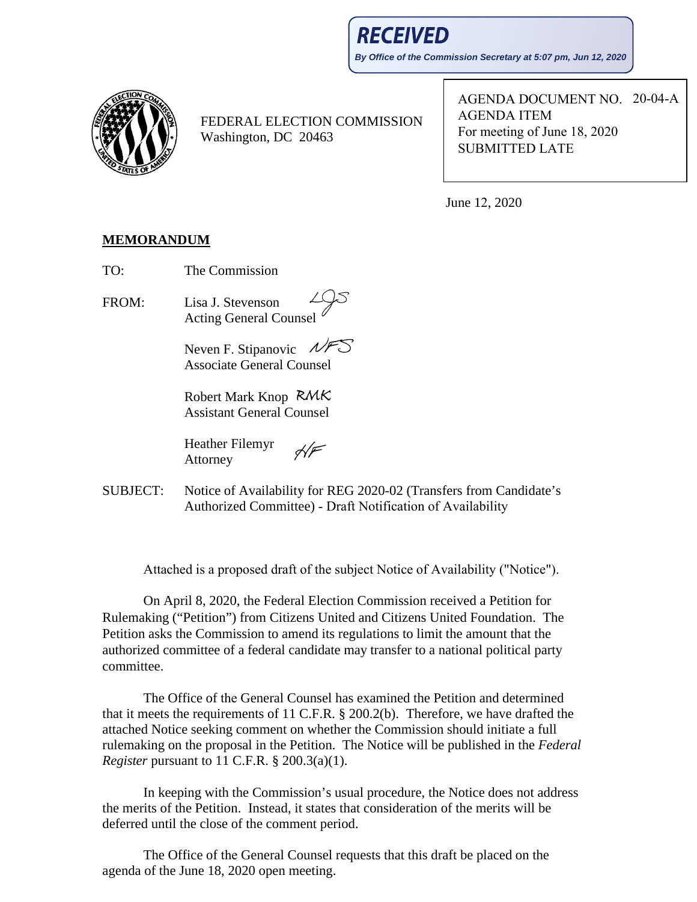**RECEIVED**

**By Office of the Commission Secretary at 5:07 pm, Jun 12, 2020**

FEDERAL ELECTION COMMISSION
Washington, DC 20463

AGENDA DOCUMENT NO. 20-04-A
AGENDA ITEM
For meeting of June 18, 2020
SUBMITTED LATE

June 12, 2020

**MEMORANDUM**

TO: The Commission

FROM: Lisa J. Stevenson LJS
Acting General Counsel

Neven F. Stipanovic NFS
Associate General Counsel

Robert Mark Knop RMK
Assistant General Counsel

Heather Filemyr HF
Attorney

SUBJECT: Notice of Availability for REG 2020-02 (Transfers from Candidate's Authorized Committee) - Draft Notification of Availability

Attached is a proposed draft of the subject Notice of Availability ("Notice").

On April 8, 2020, the Federal Election Commission received a Petition for Rulemaking ("Petition") from Citizens United and Citizens United Foundation. The Petition asks the Commission to amend its regulations to limit the amount that the authorized committee of a federal candidate may transfer to a national political party committee.

The Office of the General Counsel has examined the Petition and determined that it meets the requirements of 11 C.F.R. § 200.2(b). Therefore, we have drafted the attached Notice seeking comment on whether the Commission should initiate a full rulemaking on the proposal in the Petition. The Notice will be published in the *Federal Register* pursuant to 11 C.F.R. § 200.3(a)(1).

In keeping with the Commission's usual procedure, the Notice does not address the merits of the Petition. Instead, it states that consideration of the merits will be deferred until the close of the comment period.

The Office of the General Counsel requests that this draft be placed on the agenda of the June 18, 2020 open meeting.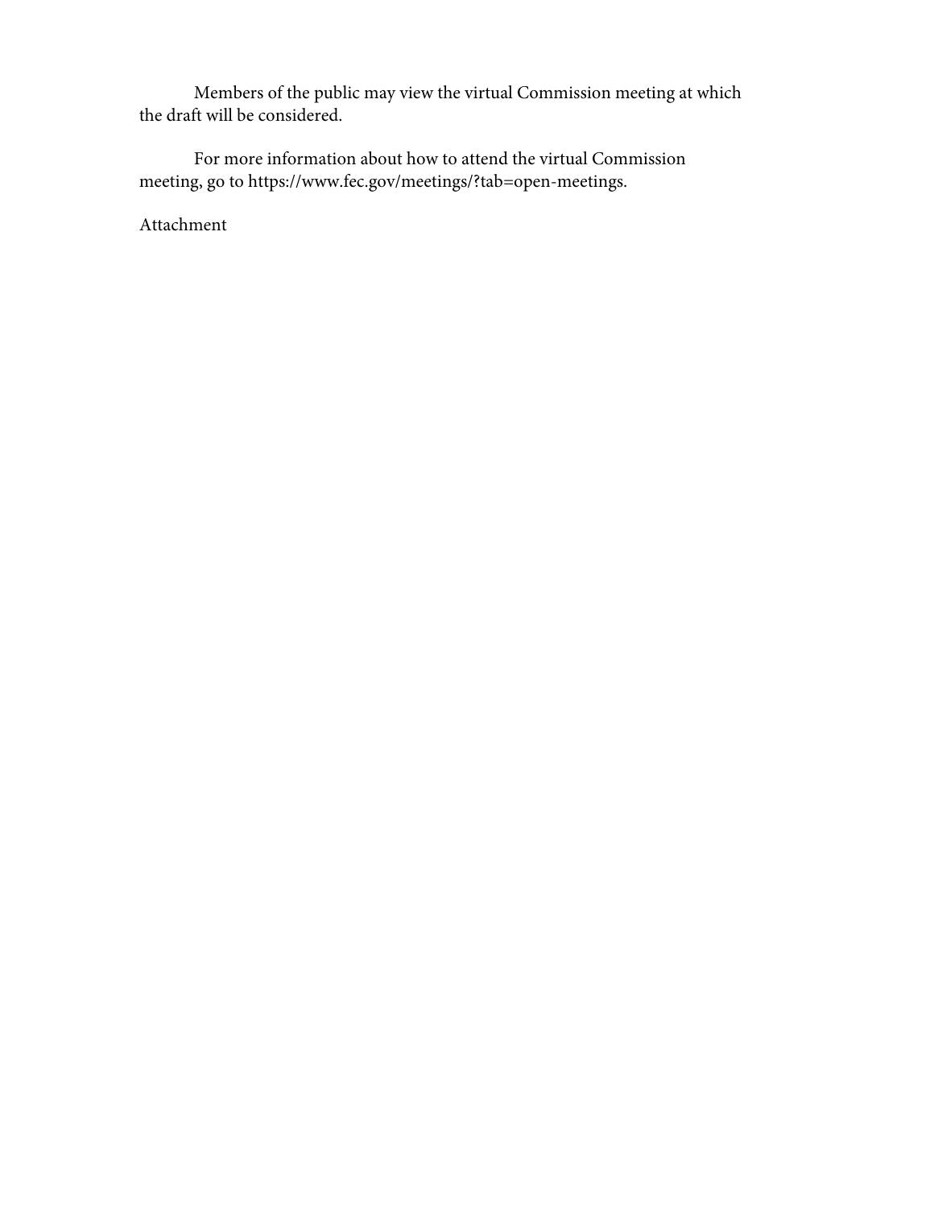Members of the public may view the virtual Commission meeting at which the draft will be considered.

For more information about how to attend the virtual Commission meeting, go to https://www.fec.gov/meetings/?tab=open-meetings.

Attachment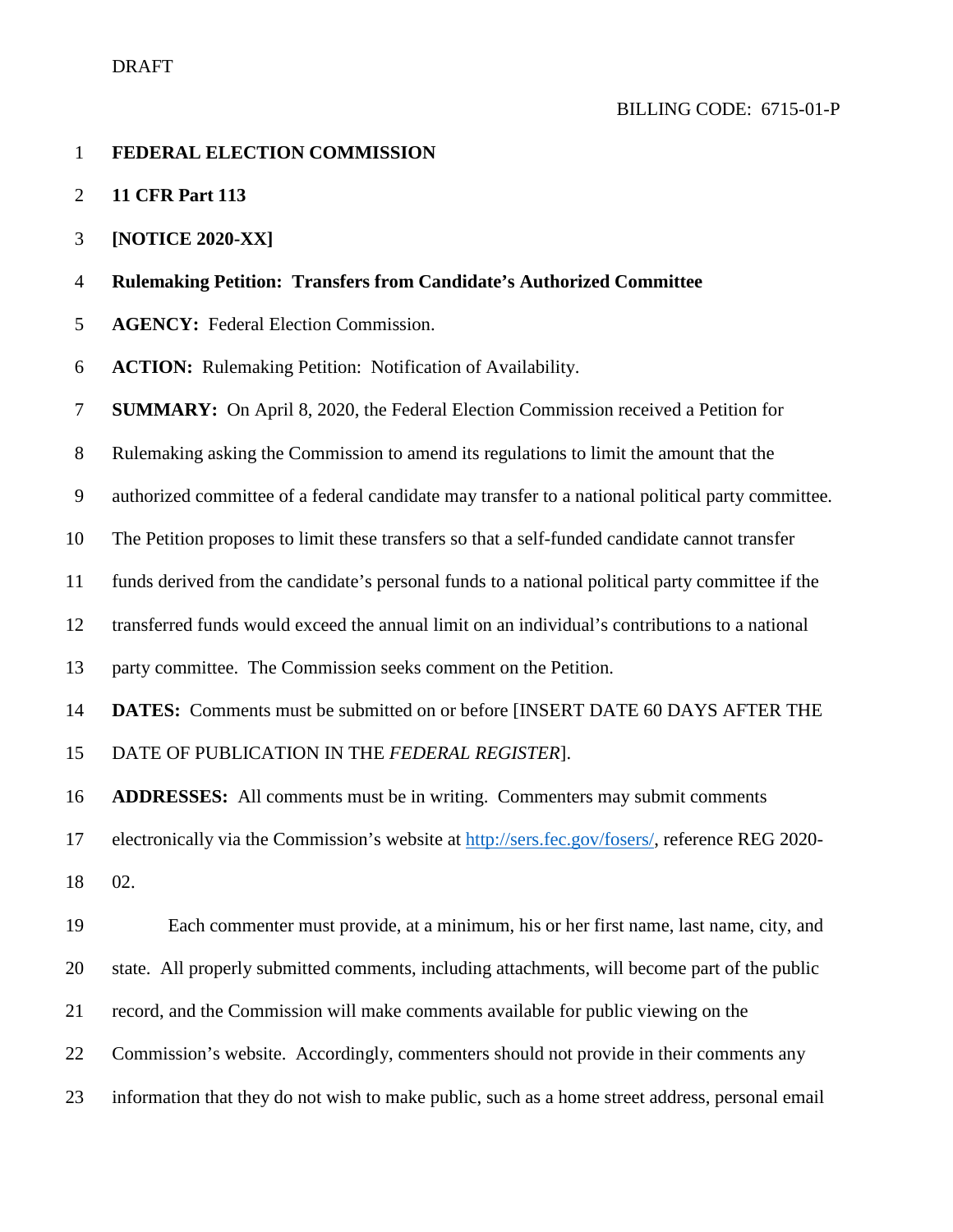DRAFT

BILLING CODE: 6715-01-P

**FEDERAL ELECTION COMMISSION**

**11 CFR Part 113**

**[NOTICE 2020-XX]**

**Rulemaking Petition: Transfers from Candidate's Authorized Committee**

**AGENCY:** Federal Election Commission.

**ACTION:** Rulemaking Petition: Notification of Availability.

**SUMMARY:** On April 8, 2020, the Federal Election Commission received a Petition for Rulemaking asking the Commission to amend its regulations to limit the amount that the authorized committee of a federal candidate may transfer to a national political party committee. The Petition proposes to limit these transfers so that a self-funded candidate cannot transfer funds derived from the candidate's personal funds to a national political party committee if the transferred funds would exceed the annual limit on an individual's contributions to a national party committee. The Commission seeks comment on the Petition.

**DATES:** Comments must be submitted on or before [INSERT DATE 60 DAYS AFTER THE DATE OF PUBLICATION IN THE *FEDERAL REGISTER*].

**ADDRESSES:** All comments must be in writing. Commenters may submit comments electronically via the Commission's website at http://sers.fec.gov/fosers/, reference REG 2020-02.

Each commenter must provide, at a minimum, his or her first name, last name, city, and state. All properly submitted comments, including attachments, will become part of the public record, and the Commission will make comments available for public viewing on the Commission's website. Accordingly, commenters should not provide in their comments any information that they do not wish to make public, such as a home street address, personal email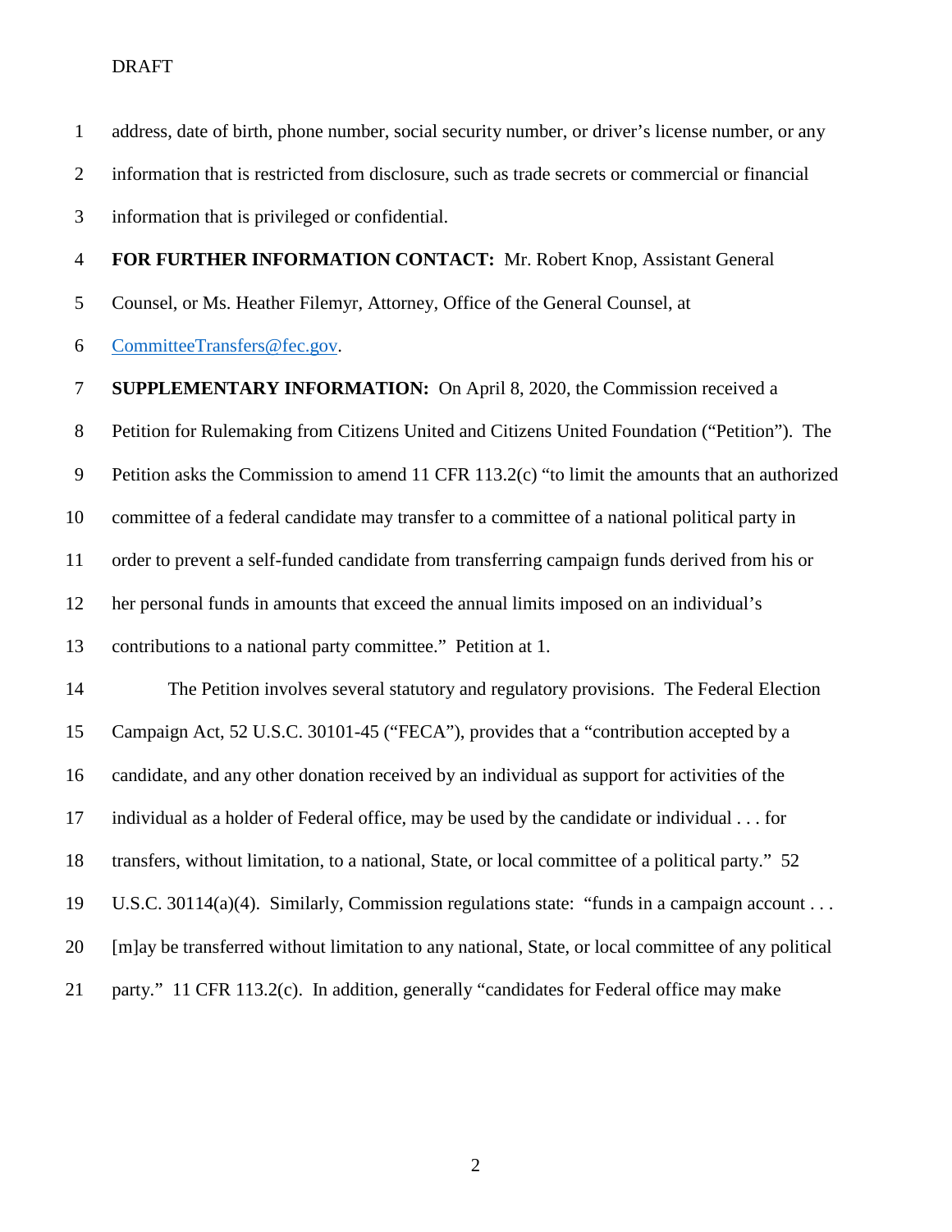address, date of birth, phone number, social security number, or driver's license number, or any information that is restricted from disclosure, such as trade secrets or commercial or financial information that is privileged or confidential.

**FOR FURTHER INFORMATION CONTACT:** Mr. Robert Knop, Assistant General Counsel, or Ms. Heather Filemyr, Attorney, Office of the General Counsel, at CommitteeTransfers@fec.gov.

**SUPPLEMENTARY INFORMATION:** On April 8, 2020, the Commission received a Petition for Rulemaking from Citizens United and Citizens United Foundation ("Petition"). The Petition asks the Commission to amend 11 CFR 113.2(c) "to limit the amounts that an authorized committee of a federal candidate may transfer to a committee of a national political party in order to prevent a self-funded candidate from transferring campaign funds derived from his or her personal funds in amounts that exceed the annual limits imposed on an individual's contributions to a national party committee." Petition at 1.

The Petition involves several statutory and regulatory provisions. The Federal Election Campaign Act, 52 U.S.C. 30101-45 ("FECA"), provides that a "contribution accepted by a candidate, and any other donation received by an individual as support for activities of the individual as a holder of Federal office, may be used by the candidate or individual . . . for transfers, without limitation, to a national, State, or local committee of a political party." 52 U.S.C. 30114(a)(4). Similarly, Commission regulations state: "funds in a campaign account . . . [m]ay be transferred without limitation to any national, State, or local committee of any political party." 11 CFR 113.2(c). In addition, generally "candidates for Federal office may make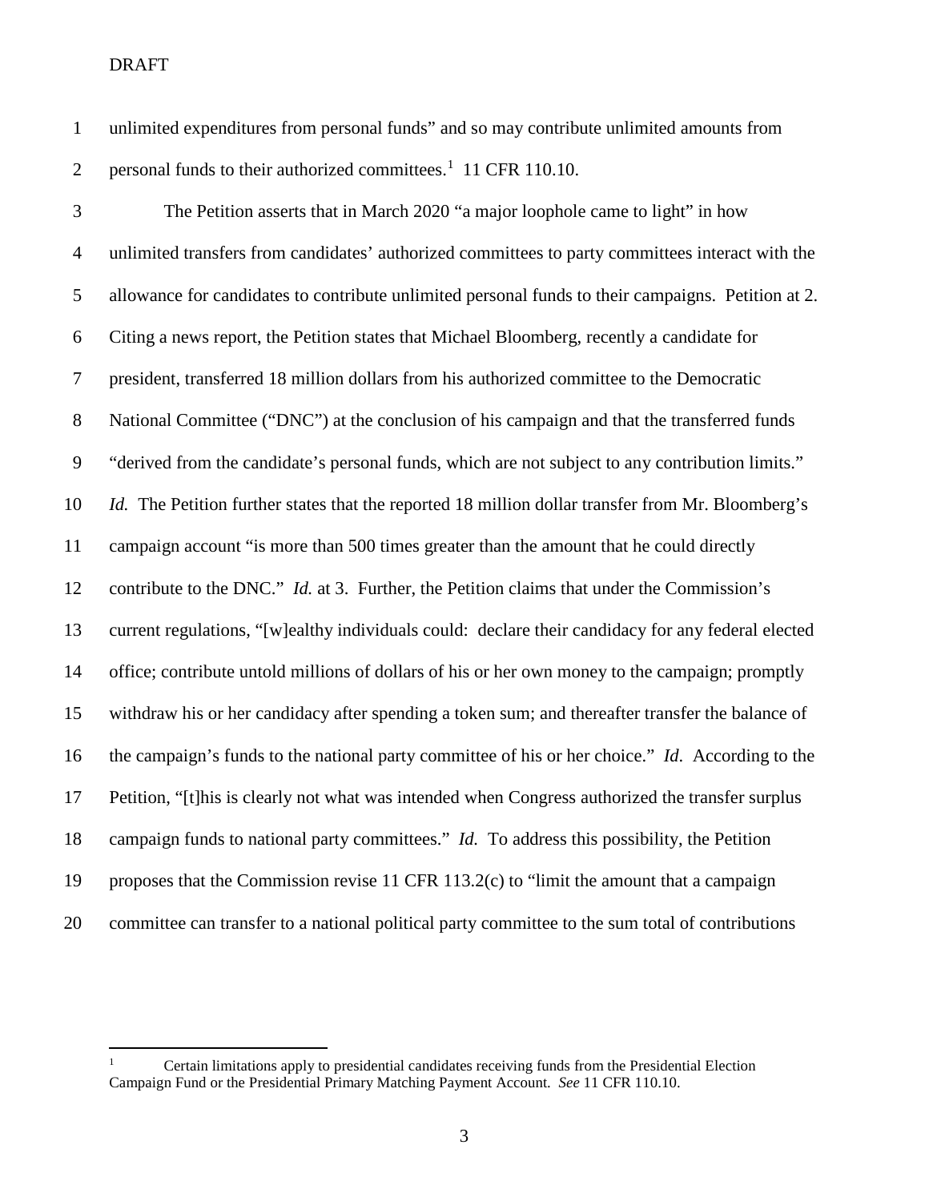unlimited expenditures from personal funds" and so may contribute unlimited amounts from personal funds to their authorized committees.[1] 11 CFR 110.10.

The Petition asserts that in March 2020 "a major loophole came to light" in how unlimited transfers from candidates' authorized committees to party committees interact with the allowance for candidates to contribute unlimited personal funds to their campaigns. Petition at 2. Citing a news report, the Petition states that Michael Bloomberg, recently a candidate for president, transferred 18 million dollars from his authorized committee to the Democratic National Committee ("DNC") at the conclusion of his campaign and that the transferred funds "derived from the candidate's personal funds, which are not subject to any contribution limits." *Id.* The Petition further states that the reported 18 million dollar transfer from Mr. Bloomberg's campaign account "is more than 500 times greater than the amount that he could directly contribute to the DNC." *Id.* at 3. Further, the Petition claims that under the Commission's current regulations, "[w]ealthy individuals could: declare their candidacy for any federal elected office; contribute untold millions of dollars of his or her own money to the campaign; promptly withdraw his or her candidacy after spending a token sum; and thereafter transfer the balance of the campaign's funds to the national party committee of his or her choice." *Id*. According to the Petition, "[t]his is clearly not what was intended when Congress authorized the transfer surplus campaign funds to national party committees." *Id.* To address this possibility, the Petition proposes that the Commission revise 11 CFR 113.2(c) to "limit the amount that a campaign committee can transfer to a national political party committee to the sum total of contributions

---

[1] Certain limitations apply to presidential candidates receiving funds from the Presidential Election Campaign Fund or the Presidential Primary Matching Payment Account. *See* 11 CFR 110.10.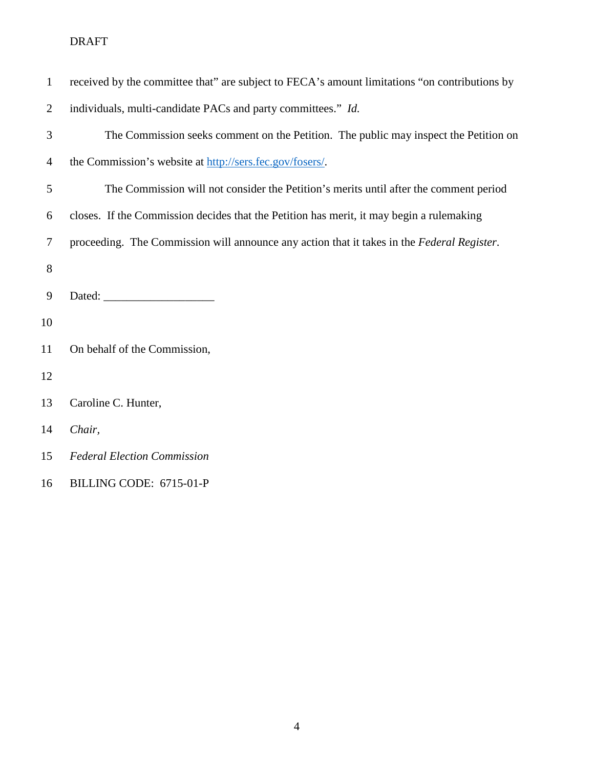received by the committee that" are subject to FECA's amount limitations "on contributions by individuals, multi-candidate PACs and party committees." *Id.*

The Commission seeks comment on the Petition. The public may inspect the Petition on the Commission's website at [http://sers.fec.gov/fosers/](http://sers.fec.gov/fosers/).

The Commission will not consider the Petition's merits until after the comment period closes. If the Commission decides that the Petition has merit, it may begin a rulemaking proceeding. The Commission will announce any action that it takes in the *Federal Register*.

Dated: ___________________

On behalf of the Commission,

Caroline C. Hunter,

*Chair*,

*Federal Election Commission*

BILLING CODE: 6715-01-P